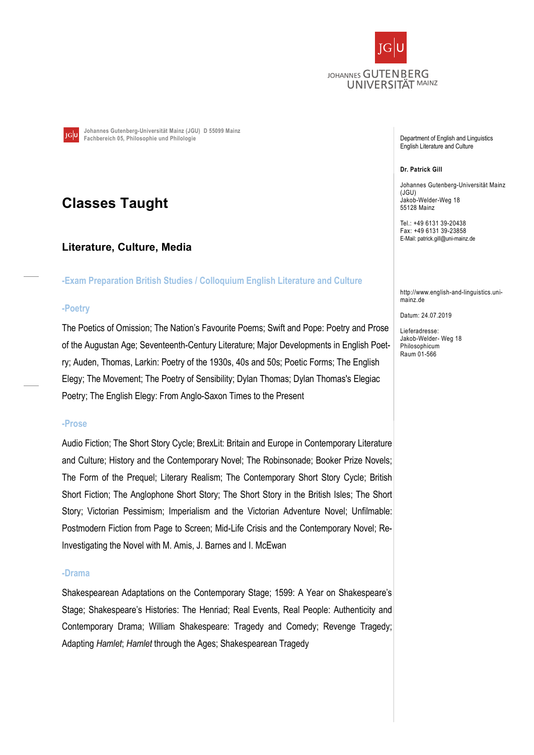Johannes Gutenberg-Universität Mainz (JGU) D 55099 Mainz
Fachbereich 05, Philosophie und Philologie

Department of English and Linguistics
English Literature and Culture

**Dr. Patrick Gill**

Johannes Gutenberg-Universität Mainz (JGU)
Jakob-Welder-Weg 18
55128 Mainz

Tel.: +49 6131 39-20438
Fax: +49 6131 39-23858
E-Mail: patrick.gill@uni-mainz.de

http://www.english-and-linguistics.uni-mainz.de

Datum: 24.07.2019

Lieferadresse:
Jakob-Welder- Weg 18
Philosophicum
Raum 01-566

# Classes Taught

## Literature, Culture, Media

### -Exam Preparation British Studies / Colloquium English Literature and Culture

### -Poetry

The Poetics of Omission; The Nation's Favourite Poems; Swift and Pope: Poetry and Prose of the Augustan Age; Seventeenth-Century Literature; Major Developments in English Poetry; Auden, Thomas, Larkin: Poetry of the 1930s, 40s and 50s; Poetic Forms; The English Elegy; The Movement; The Poetry of Sensibility; Dylan Thomas; Dylan Thomas's Elegiac Poetry; The English Elegy: From Anglo-Saxon Times to the Present

### -Prose

Audio Fiction; The Short Story Cycle; BrexLit: Britain and Europe in Contemporary Literature and Culture; History and the Contemporary Novel; The Robinsonade; Booker Prize Novels; The Form of the Prequel; Literary Realism; The Contemporary Short Story Cycle; British Short Fiction; The Anglophone Short Story; The Short Story in the British Isles; The Short Story; Victorian Pessimism; Imperialism and the Victorian Adventure Novel; Unfilmable: Postmodern Fiction from Page to Screen; Mid-Life Crisis and the Contemporary Novel; Re-Investigating the Novel with M. Amis, J. Barnes and I. McEwan

### -Drama

Shakespearean Adaptations on the Contemporary Stage; 1599: A Year on Shakespeare's Stage; Shakespeare's Histories: The Henriad; Real Events, Real People: Authenticity and Contemporary Drama; William Shakespeare: Tragedy and Comedy; Revenge Tragedy; Adapting *Hamlet*; *Hamlet* through the Ages; Shakespearean Tragedy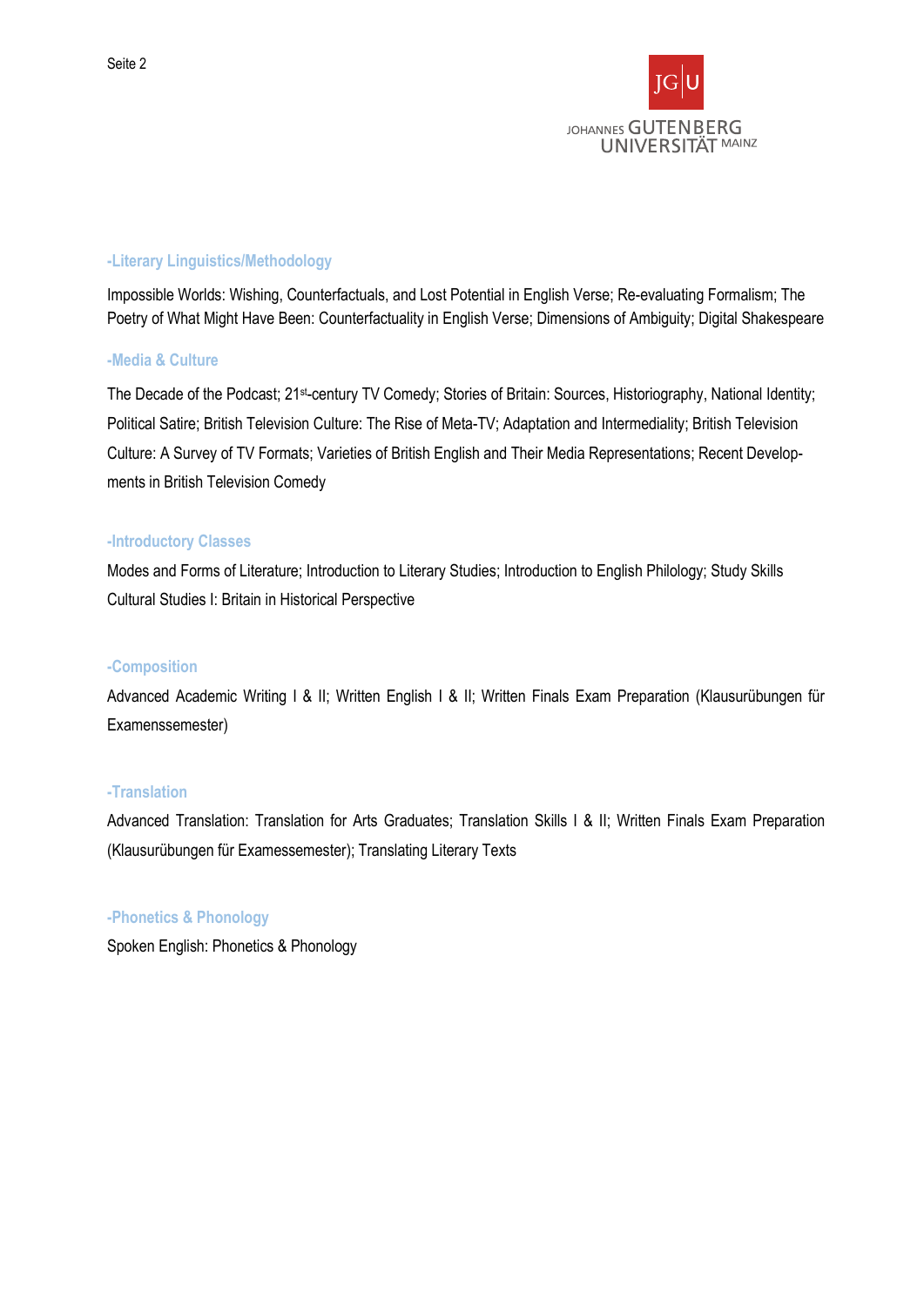### -Literary Linguistics/Methodology

Impossible Worlds: Wishing, Counterfactuals, and Lost Potential in English Verse; Re-evaluating Formalism; The Poetry of What Might Have Been: Counterfactuality in English Verse; Dimensions of Ambiguity; Digital Shakespeare

### -Media & Culture

The Decade of the Podcast; 21st-century TV Comedy; Stories of Britain: Sources, Historiography, National Identity; Political Satire; British Television Culture: The Rise of Meta-TV; Adaptation and Intermediality; British Television Culture: A Survey of TV Formats; Varieties of British English and Their Media Representations; Recent Developments in British Television Comedy

### -Introductory Classes

Modes and Forms of Literature; Introduction to Literary Studies; Introduction to English Philology; Study Skills
Cultural Studies I: Britain in Historical Perspective

### -Composition

Advanced Academic Writing I & II; Written English I & II; Written Finals Exam Preparation (Klausurübungen für Examenssemester)

### -Translation

Advanced Translation: Translation for Arts Graduates; Translation Skills I & II; Written Finals Exam Preparation (Klausurübungen für Examessemester); Translating Literary Texts

### -Phonetics & Phonology

Spoken English: Phonetics & Phonology